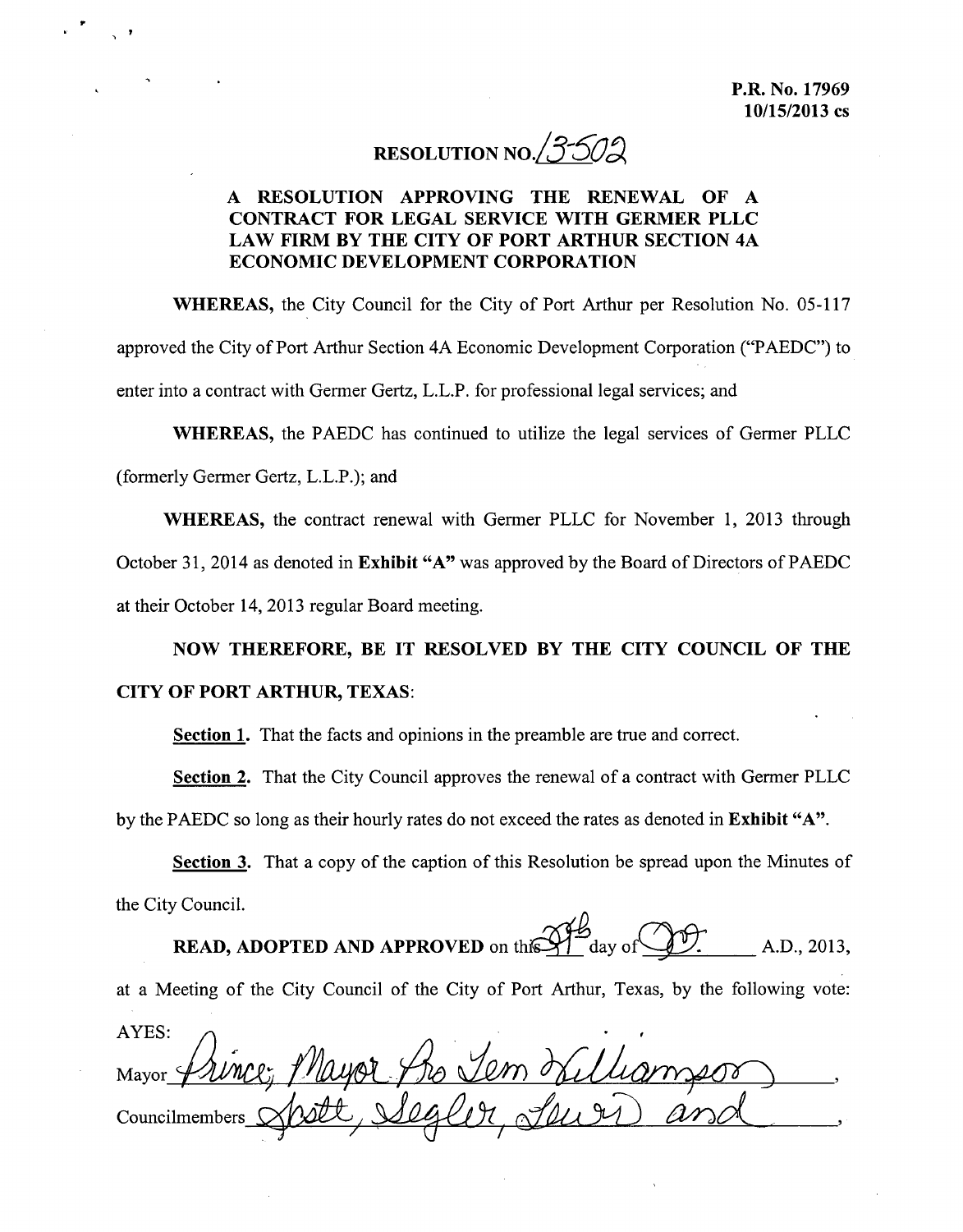P.R. No. 17969
10/15/2013 cs

# RESOLUTION NO. 13-502

## A RESOLUTION APPROVING THE RENEWAL OF A CONTRACT FOR LEGAL SERVICE WITH GERMER PLLC LAW FIRM BY THE CITY OF PORT ARTHUR SECTION 4A ECONOMIC DEVELOPMENT CORPORATION

**WHEREAS,** the City Council for the City of Port Arthur per Resolution No. 05-117 approved the City of Port Arthur Section 4A Economic Development Corporation ("PAEDC") to enter into a contract with Germer Gertz, L.L.P. for professional legal services; and

**WHEREAS,** the PAEDC has continued to utilize the legal services of Germer PLLC (formerly Germer Gertz, L.L.P.); and

**WHEREAS,** the contract renewal with Germer PLLC for November 1, 2013 through October 31, 2014 as denoted in **Exhibit "A"** was approved by the Board of Directors of PAEDC at their October 14, 2013 regular Board meeting.

**NOW THEREFORE, BE IT RESOLVED BY THE CITY COUNCIL OF THE CITY OF PORT ARTHUR, TEXAS:**

**Section 1.** That the facts and opinions in the preamble are true and correct.

**Section 2.** That the City Council approves the renewal of a contract with Germer PLLC by the PAEDC so long as their hourly rates do not exceed the rates as denoted in **Exhibit "A"**.

**Section 3.** That a copy of the caption of this Resolution be spread upon the Minutes of the City Council.

**READ, ADOPTED AND APPROVED** on this 29th day of Oct. A.D., 2013, at a Meeting of the City Council of the City of Port Arthur, Texas, by the following vote:

AYES:

Mayor Prince; Mayor Pro Tem Williamson,

Councilmembers Scott, Segler, Lewis and,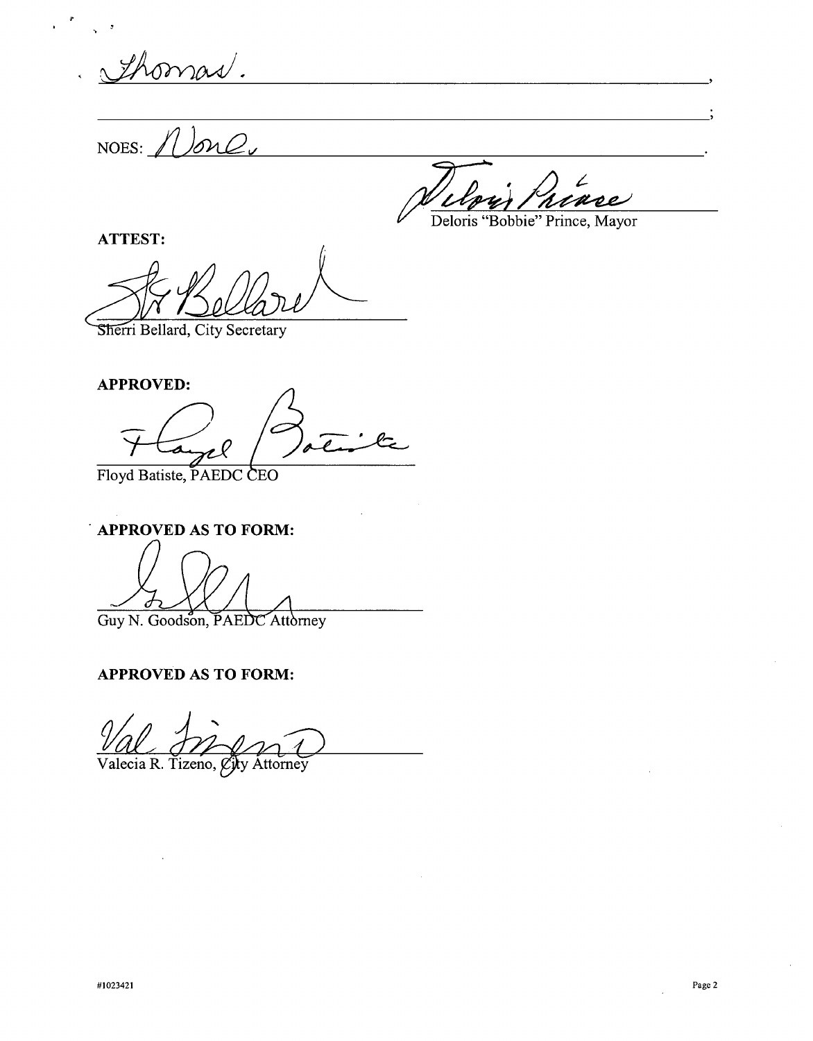Thomas.,

;

NOES: None.

Deloris "Bobbie" Prince, Mayor

**ATTEST:**

Sherri Bellard, City Secretary

**APPROVED:**

Floyd Batiste, PAEDC CEO

**APPROVED AS TO FORM:**

Guy N. Goodson, PAEDC Attorney

**APPROVED AS TO FORM:**

Valecia R. Tizeno, City Attorney

#1023421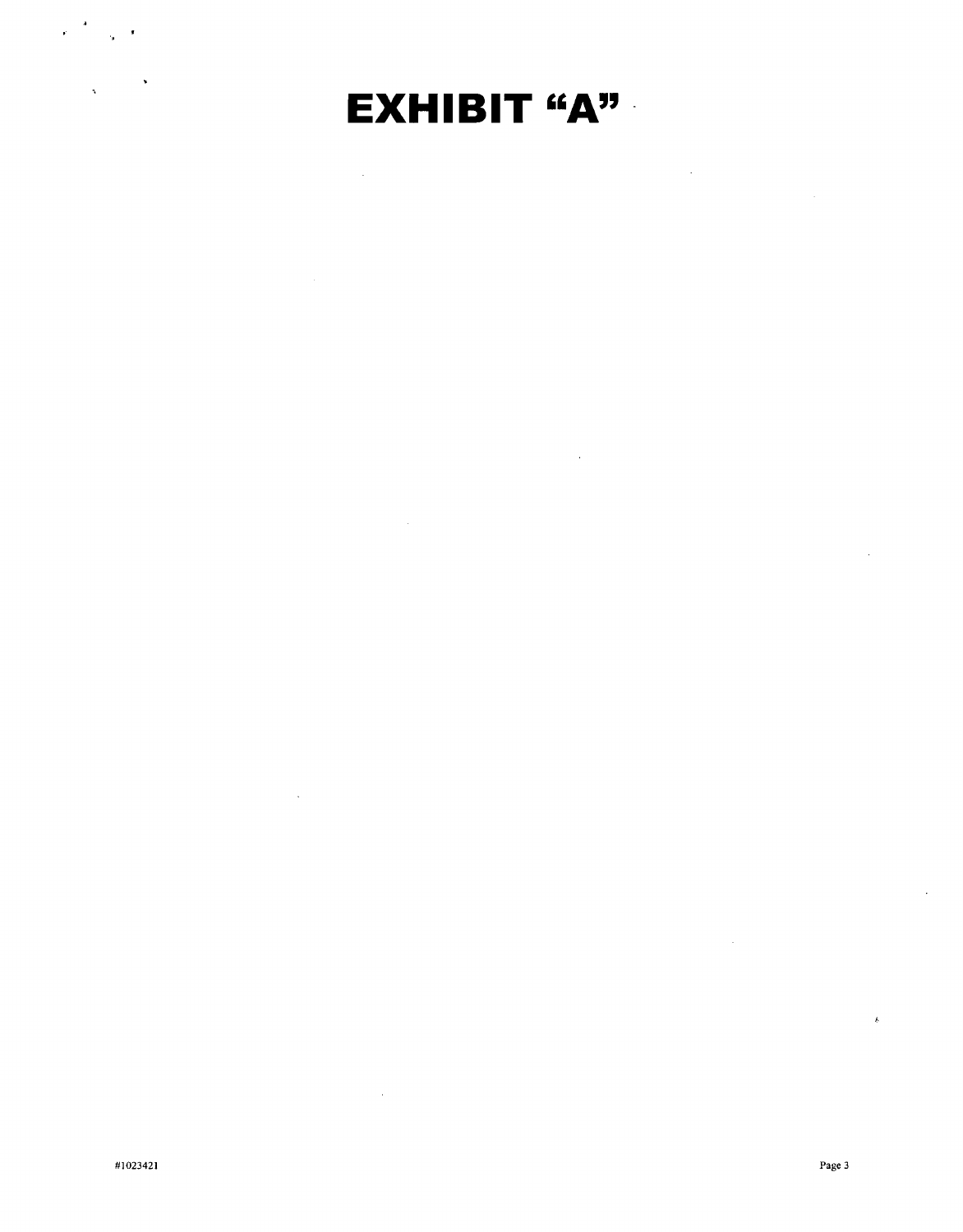# EXHIBIT "A"

#1023421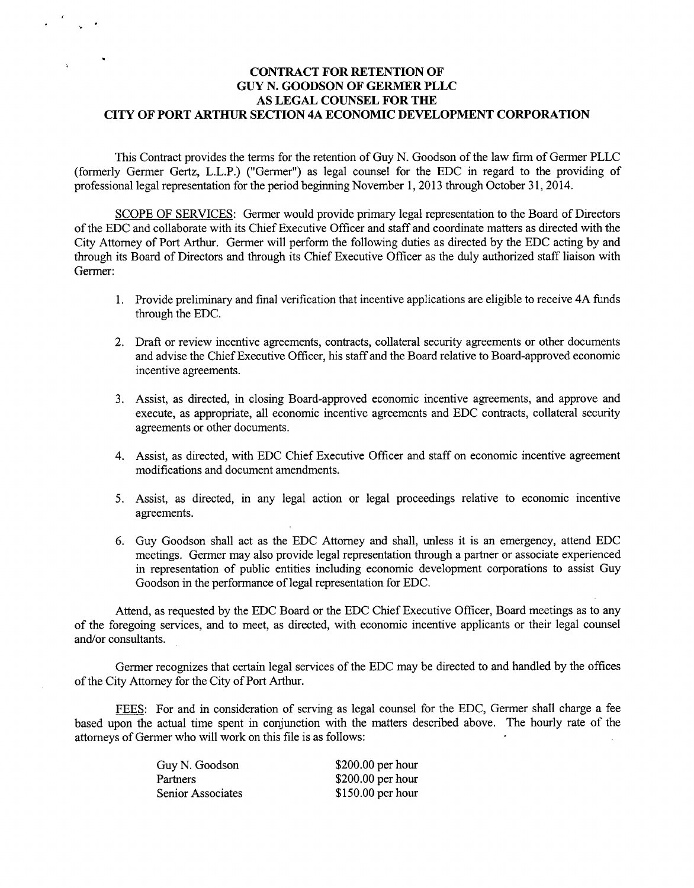# CONTRACT FOR RETENTION OF GUY N. GOODSON OF GERMER PLLC AS LEGAL COUNSEL FOR THE CITY OF PORT ARTHUR SECTION 4A ECONOMIC DEVELOPMENT CORPORATION

This Contract provides the terms for the retention of Guy N. Goodson of the law firm of Germer PLLC (formerly Germer Gertz, L.L.P.) ("Germer") as legal counsel for the EDC in regard to the providing of professional legal representation for the period beginning November 1, 2013 through October 31, 2014.

SCOPE OF SERVICES: Germer would provide primary legal representation to the Board of Directors of the EDC and collaborate with its Chief Executive Officer and staff and coordinate matters as directed with the City Attorney of Port Arthur. Germer will perform the following duties as directed by the EDC acting by and through its Board of Directors and through its Chief Executive Officer as the duly authorized staff liaison with Germer:

1. Provide preliminary and final verification that incentive applications are eligible to receive 4A funds through the EDC.
2. Draft or review incentive agreements, contracts, collateral security agreements or other documents and advise the Chief Executive Officer, his staff and the Board relative to Board-approved economic incentive agreements.
3. Assist, as directed, in closing Board-approved economic incentive agreements, and approve and execute, as appropriate, all economic incentive agreements and EDC contracts, collateral security agreements or other documents.
4. Assist, as directed, with EDC Chief Executive Officer and staff on economic incentive agreement modifications and document amendments.
5. Assist, as directed, in any legal action or legal proceedings relative to economic incentive agreements.
6. Guy Goodson shall act as the EDC Attorney and shall, unless it is an emergency, attend EDC meetings. Germer may also provide legal representation through a partner or associate experienced in representation of public entities including economic development corporations to assist Guy Goodson in the performance of legal representation for EDC.

Attend, as requested by the EDC Board or the EDC Chief Executive Officer, Board meetings as to any of the foregoing services, and to meet, as directed, with economic incentive applicants or their legal counsel and/or consultants.

Germer recognizes that certain legal services of the EDC may be directed to and handled by the offices of the City Attorney for the City of Port Arthur.

FEES: For and in consideration of serving as legal counsel for the EDC, Germer shall charge a fee based upon the actual time spent in conjunction with the matters described above. The hourly rate of the attorneys of Germer who will work on this file is as follows:

| | |
|---|---|
| Guy N. Goodson | $200.00 per hour |
| Partners | $200.00 per hour |
| Senior Associates | $150.00 per hour |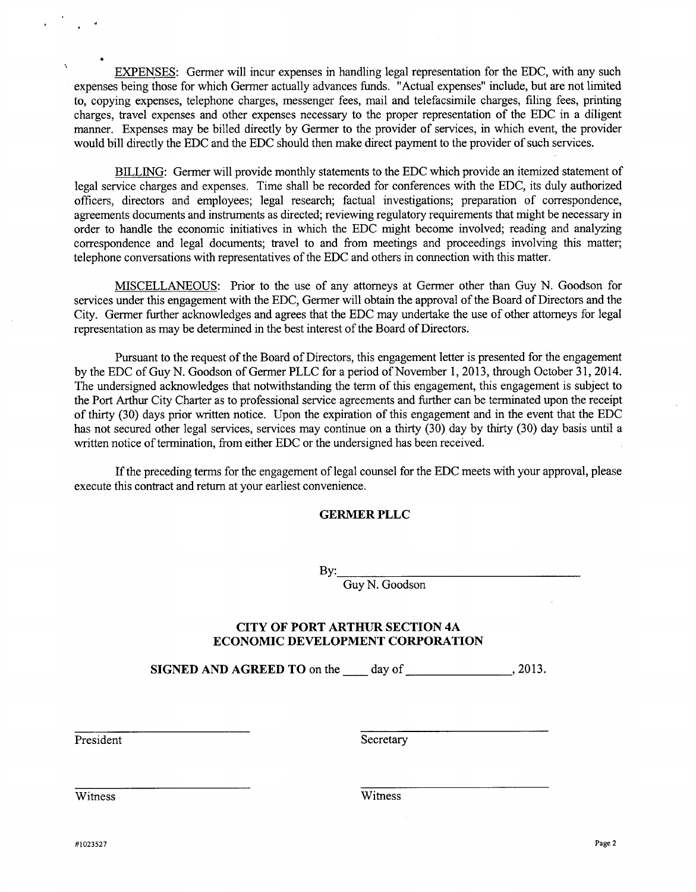<u>EXPENSES</u>: Germer will incur expenses in handling legal representation for the EDC, with any such expenses being those for which Germer actually advances funds. "Actual expenses" include, but are not limited to, copying expenses, telephone charges, messenger fees, mail and telefacsimile charges, filing fees, printing charges, travel expenses and other expenses necessary to the proper representation of the EDC in a diligent manner. Expenses may be billed directly by Germer to the provider of services, in which event, the provider would bill directly the EDC and the EDC should then make direct payment to the provider of such services.

<u>BILLING</u>: Germer will provide monthly statements to the EDC which provide an itemized statement of legal service charges and expenses. Time shall be recorded for conferences with the EDC, its duly authorized officers, directors and employees; legal research; factual investigations; preparation of correspondence, agreements documents and instruments as directed; reviewing regulatory requirements that might be necessary in order to handle the economic initiatives in which the EDC might become involved; reading and analyzing correspondence and legal documents; travel to and from meetings and proceedings involving this matter; telephone conversations with representatives of the EDC and others in connection with this matter.

<u>MISCELLANEOUS</u>: Prior to the use of any attorneys at Germer other than Guy N. Goodson for services under this engagement with the EDC, Germer will obtain the approval of the Board of Directors and the City. Germer further acknowledges and agrees that the EDC may undertake the use of other attorneys for legal representation as may be determined in the best interest of the Board of Directors.

Pursuant to the request of the Board of Directors, this engagement letter is presented for the engagement by the EDC of Guy N. Goodson of Germer PLLC for a period of November 1, 2013, through October 31, 2014. The undersigned acknowledges that notwithstanding the term of this engagement, this engagement is subject to the Port Arthur City Charter as to professional service agreements and further can be terminated upon the receipt of thirty (30) days prior written notice. Upon the expiration of this engagement and in the event that the EDC has not secured other legal services, services may continue on a thirty (30) day by thirty (30) day basis until a written notice of termination, from either EDC or the undersigned has been received.

If the preceding terms for the engagement of legal counsel for the EDC meets with your approval, please execute this contract and return at your earliest convenience.

**GERMER PLLC**

By: ______________________________
Guy N. Goodson

**CITY OF PORT ARTHUR SECTION 4A**
**ECONOMIC DEVELOPMENT CORPORATION**

**SIGNED AND AGREED TO** on the ____ day of ________________, 2013.

______________________________
President

______________________________
Secretary

______________________________
Witness

______________________________
Witness

#1023527